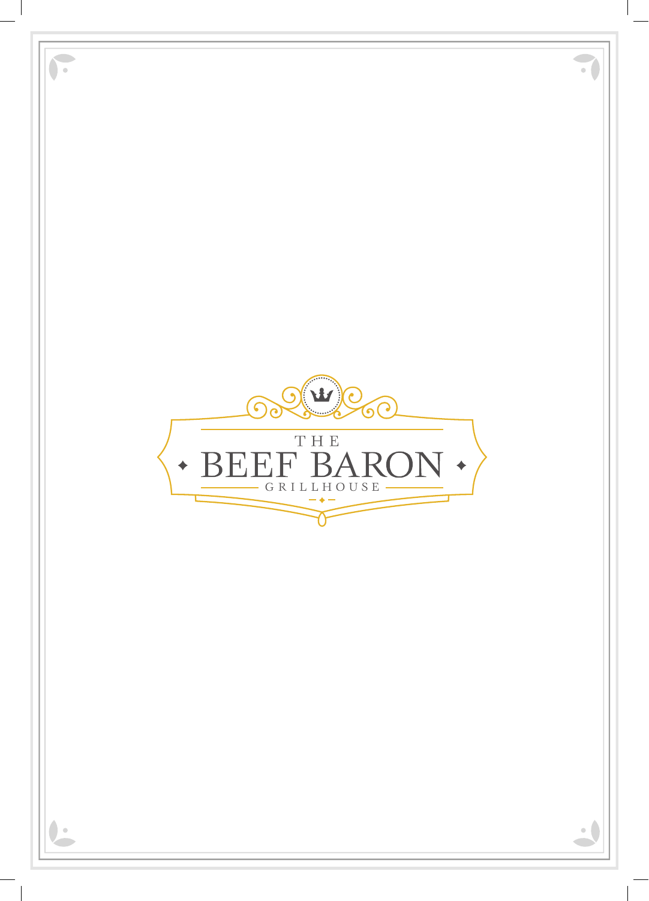# THE BEEF BARON

GRILLHOUSE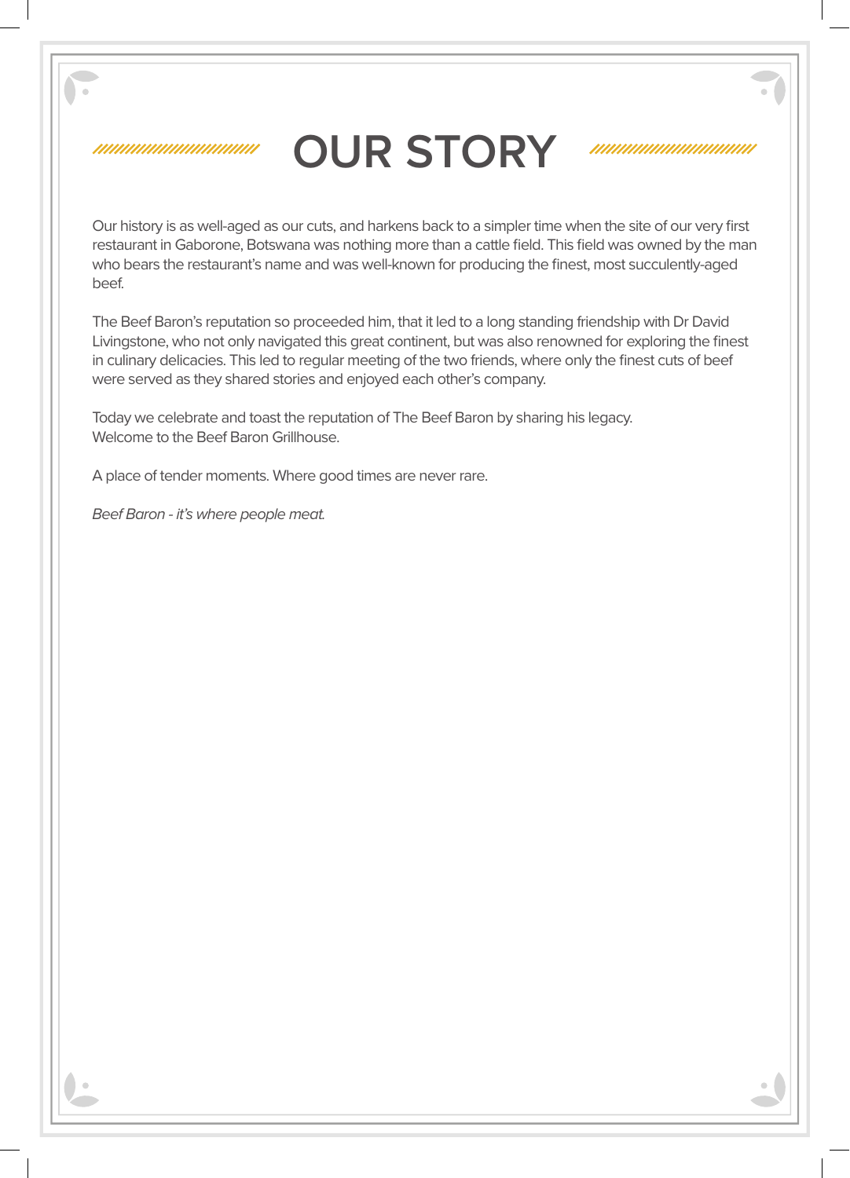# OUR STORY

Our history is as well-aged as our cuts, and harkens back to a simpler time when the site of our very first restaurant in Gaborone, Botswana was nothing more than a cattle field. This field was owned by the man who bears the restaurant's name and was well-known for producing the finest, most succulently-aged beef.

The Beef Baron's reputation so proceeded him, that it led to a long standing friendship with Dr David Livingstone, who not only navigated this great continent, but was also renowned for exploring the finest in culinary delicacies. This led to regular meeting of the two friends, where only the finest cuts of beef were served as they shared stories and enjoyed each other's company.

Today we celebrate and toast the reputation of The Beef Baron by sharing his legacy.
Welcome to the Beef Baron Grillhouse.

A place of tender moments. Where good times are never rare.

*Beef Baron - it's where people meat.*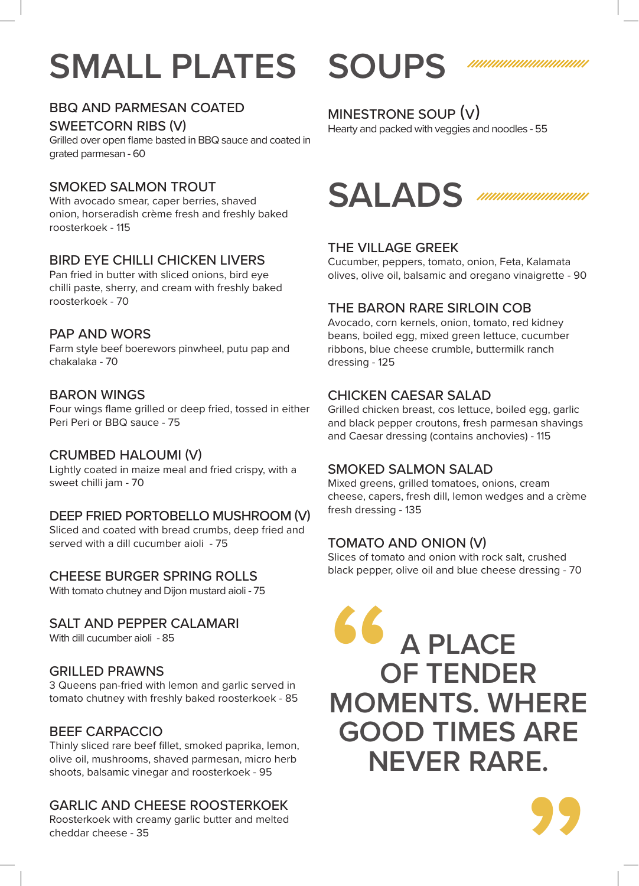# SMALL PLATES

### BBQ AND PARMESAN COATED SWEETCORN RIBS (V)
Grilled over open flame basted in BBQ sauce and coated in grated parmesan - 60

### SMOKED SALMON TROUT
With avocado smear, caper berries, shaved onion, horseradish crème fresh and freshly baked roosterkoek - 115

### BIRD EYE CHILLI CHICKEN LIVERS
Pan fried in butter with sliced onions, bird eye chilli paste, sherry, and cream with freshly baked roosterkoek - 70

### PAP AND WORS
Farm style beef boerewors pinwheel, putu pap and chakalaka - 70

### BARON WINGS
Four wings flame grilled or deep fried, tossed in either Peri Peri or BBQ sauce - 75

### CRUMBED HALOUMI (V)
Lightly coated in maize meal and fried crispy, with a sweet chilli jam - 70

### DEEP FRIED PORTOBELLO MUSHROOM (V)
Sliced and coated with bread crumbs, deep fried and served with a dill cucumber aioli - 75

### CHEESE BURGER SPRING ROLLS
With tomato chutney and Dijon mustard aioli - 75

### SALT AND PEPPER CALAMARI
With dill cucumber aioli - 85

### GRILLED PRAWNS
3 Queens pan-fried with lemon and garlic served in tomato chutney with freshly baked roosterkoek - 85

### BEEF CARPACCIO
Thinly sliced rare beef fillet, smoked paprika, lemon, olive oil, mushrooms, shaved parmesan, micro herb shoots, balsamic vinegar and roosterkoek - 95

### GARLIC AND CHEESE ROOSTERKOEK
Roosterkoek with creamy garlic butter and melted cheddar cheese - 35

# SOUPS

### MINESTRONE SOUP (V)
Hearty and packed with veggies and noodles - 55

# SALADS

### THE VILLAGE GREEK
Cucumber, peppers, tomato, onion, Feta, Kalamata olives, olive oil, balsamic and oregano vinaigrette - 90

### THE BARON RARE SIRLOIN COB
Avocado, corn kernels, onion, tomato, red kidney beans, boiled egg, mixed green lettuce, cucumber ribbons, blue cheese crumble, buttermilk ranch dressing - 125

### CHICKEN CAESAR SALAD
Grilled chicken breast, cos lettuce, boiled egg, garlic and black pepper croutons, fresh parmesan shavings and Caesar dressing (contains anchovies) - 115

### SMOKED SALMON SALAD
Mixed greens, grilled tomatoes, onions, cream cheese, capers, fresh dill, lemon wedges and a crème fresh dressing - 135

### TOMATO AND ONION (V)
Slices of tomato and onion with rock salt, crushed black pepper, olive oil and blue cheese dressing - 70

> "A PLACE OF TENDER MOMENTS. WHERE GOOD TIMES ARE NEVER RARE."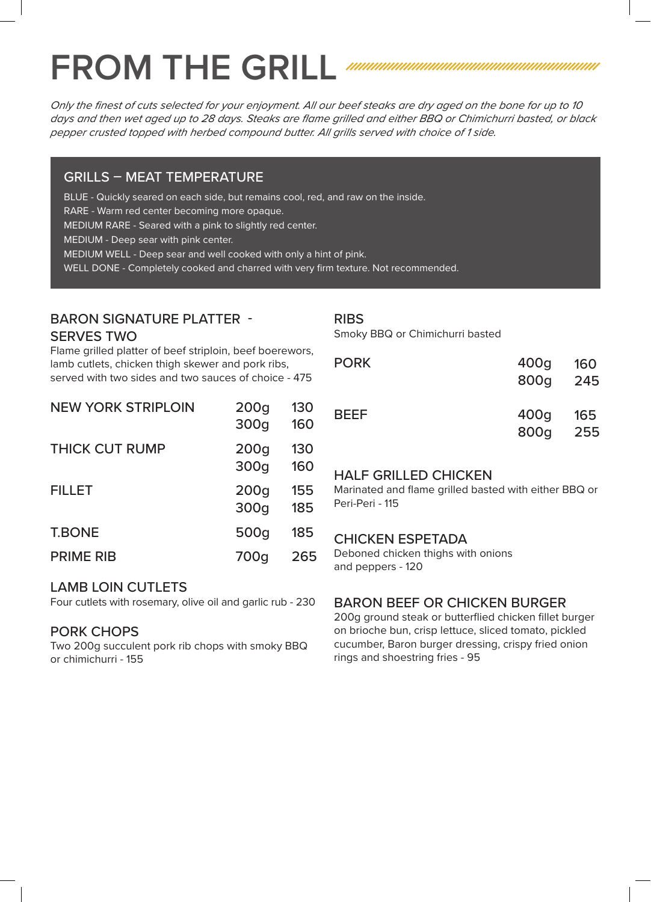# FROM THE GRILL

*Only the finest of cuts selected for your enjoyment. All our beef steaks are dry aged on the bone for up to 10 days and then wet aged up to 28 days. Steaks are flame grilled and either BBQ or Chimichurri basted, or black pepper crusted topped with herbed compound butter. All grills served with choice of 1 side.*

## GRILLS – MEAT TEMPERATURE

BLUE - Quickly seared on each side, but remains cool, red, and raw on the inside.
RARE - Warm red center becoming more opaque.
MEDIUM RARE - Seared with a pink to slightly red center.
MEDIUM - Deep sear with pink center.
MEDIUM WELL - Deep sear and well cooked with only a hint of pink.
WELL DONE - Completely cooked and charred with very firm texture. Not recommended.

### BARON SIGNATURE PLATTER - SERVES TWO

Flame grilled platter of beef striploin, beef boerewors, lamb cutlets, chicken thigh skewer and pork ribs, served with two sides and two sauces of choice - 475

| Item | Weight | Price |
|---|---|---|
| NEW YORK STRIPLOIN | 200g | 130 |
| | 300g | 160 |
| THICK CUT RUMP | 200g | 130 |
| | 300g | 160 |
| FILLET | 200g | 155 |
| | 300g | 185 |
| T.BONE | 500g | 185 |
| PRIME RIB | 700g | 265 |

### LAMB LOIN CUTLETS

Four cutlets with rosemary, olive oil and garlic rub - 230

### PORK CHOPS

Two 200g succulent pork rib chops with smoky BBQ or chimichurri - 155

### RIBS

Smoky BBQ or Chimichurri basted

| Item | Weight | Price |
|---|---|---|
| PORK | 400g | 160 |
| | 800g | 245 |
| BEEF | 400g | 165 |
| | 800g | 255 |

### HALF GRILLED CHICKEN

Marinated and flame grilled basted with either BBQ or Peri-Peri - 115

### CHICKEN ESPETADA

Deboned chicken thighs with onions and peppers - 120

### BARON BEEF OR CHICKEN BURGER

200g ground steak or butterflied chicken fillet burger on brioche bun, crisp lettuce, sliced tomato, pickled cucumber, Baron burger dressing, crispy fried onion rings and shoestring fries - 95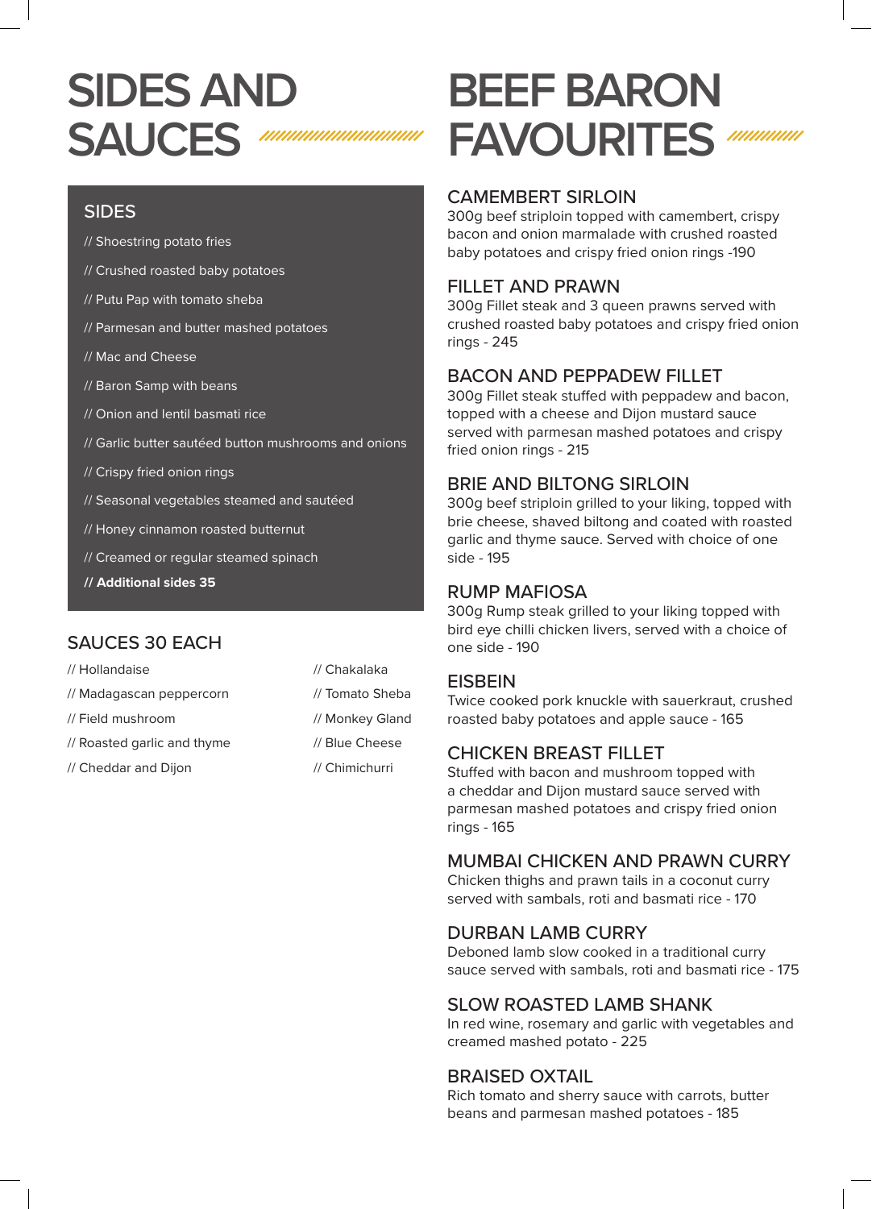# SIDES AND SAUCES

## SIDES

// Shoestring potato fries

// Crushed roasted baby potatoes

// Putu Pap with tomato sheba

// Parmesan and butter mashed potatoes

// Mac and Cheese

// Baron Samp with beans

// Onion and lentil basmati rice

// Garlic butter sautéed button mushrooms and onions

// Crispy fried onion rings

// Seasonal vegetables steamed and sautéed

// Honey cinnamon roasted butternut

// Creamed or regular steamed spinach

**// Additional sides 35**

## SAUCES 30 EACH

// Hollandaise

// Madagascan peppercorn

// Field mushroom

// Roasted garlic and thyme

// Cheddar and Dijon

// Chakalaka

// Tomato Sheba

// Monkey Gland

// Blue Cheese

// Chimichurri

# BEEF BARON FAVOURITES

## CAMEMBERT SIRLOIN

300g beef striploin topped with camembert, crispy bacon and onion marmalade with crushed roasted baby potatoes and crispy fried onion rings -190

## FILLET AND PRAWN

300g Fillet steak and 3 queen prawns served with crushed roasted baby potatoes and crispy fried onion rings - 245

## BACON AND PEPPADEW FILLET

300g Fillet steak stuffed with peppadew and bacon, topped with a cheese and Dijon mustard sauce served with parmesan mashed potatoes and crispy fried onion rings - 215

## BRIE AND BILTONG SIRLOIN

300g beef striploin grilled to your liking, topped with brie cheese, shaved biltong and coated with roasted garlic and thyme sauce. Served with choice of one side - 195

## RUMP MAFIOSA

300g Rump steak grilled to your liking topped with bird eye chilli chicken livers, served with a choice of one side - 190

## EISBEIN

Twice cooked pork knuckle with sauerkraut, crushed roasted baby potatoes and apple sauce - 165

## CHICKEN BREAST FILLET

Stuffed with bacon and mushroom topped with a cheddar and Dijon mustard sauce served with parmesan mashed potatoes and crispy fried onion rings - 165

## MUMBAI CHICKEN AND PRAWN CURRY

Chicken thighs and prawn tails in a coconut curry served with sambals, roti and basmati rice - 170

## DURBAN LAMB CURRY

Deboned lamb slow cooked in a traditional curry sauce served with sambals, roti and basmati rice - 175

## SLOW ROASTED LAMB SHANK

In red wine, rosemary and garlic with vegetables and creamed mashed potato - 225

## BRAISED OXTAIL

Rich tomato and sherry sauce with carrots, butter beans and parmesan mashed potatoes - 185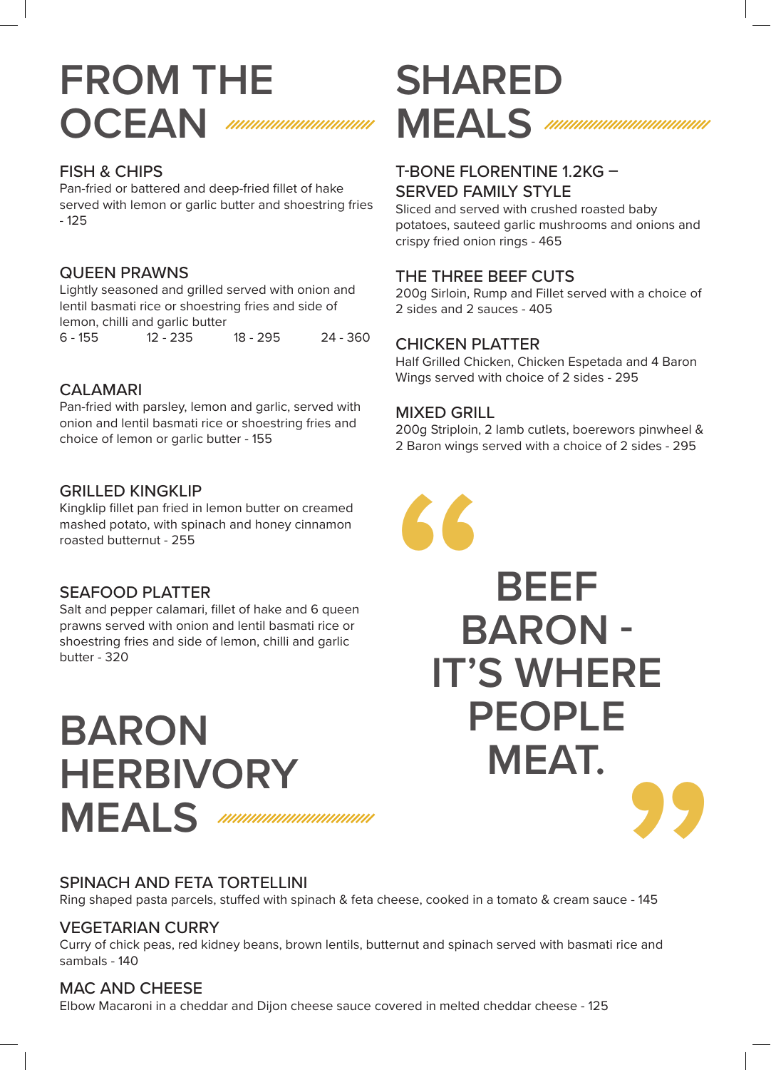# FROM THE OCEAN

### FISH & CHIPS

Pan-fried or battered and deep-fried fillet of hake served with lemon or garlic butter and shoestring fries - 125

### QUEEN PRAWNS

Lightly seasoned and grilled served with onion and lentil basmati rice or shoestring fries and side of lemon, chilli and garlic butter

6 - 155 | 12 - 235 | 18 - 295 | 24 - 360

### CALAMARI

Pan-fried with parsley, lemon and garlic, served with onion and lentil basmati rice or shoestring fries and choice of lemon or garlic butter - 155

### GRILLED KINGKLIP

Kingklip fillet pan fried in lemon butter on creamed mashed potato, with spinach and honey cinnamon roasted butternut - 255

### SEAFOOD PLATTER

Salt and pepper calamari, fillet of hake and 6 queen prawns served with onion and lentil basmati rice or shoestring fries and side of lemon, chilli and garlic butter - 320

# SHARED MEALS

### T-BONE FLORENTINE 1.2KG – SERVED FAMILY STYLE

Sliced and served with crushed roasted baby potatoes, sauteed garlic mushrooms and onions and crispy fried onion rings - 465

### THE THREE BEEF CUTS

200g Sirloin, Rump and Fillet served with a choice of 2 sides and 2 sauces - 405

### CHICKEN PLATTER

Half Grilled Chicken, Chicken Espetada and 4 Baron Wings served with choice of 2 sides - 295

### MIXED GRILL

200g Striploin, 2 lamb cutlets, boerewors pinwheel & 2 Baron wings served with a choice of 2 sides - 295

> **"BEEF BARON - IT'S WHERE PEOPLE MEAT."**

# BARON HERBIVORY MEALS

### SPINACH AND FETA TORTELLINI

Ring shaped pasta parcels, stuffed with spinach & feta cheese, cooked in a tomato & cream sauce - 145

### VEGETARIAN CURRY

Curry of chick peas, red kidney beans, brown lentils, butternut and spinach served with basmati rice and sambals - 140

### MAC AND CHEESE

Elbow Macaroni in a cheddar and Dijon cheese sauce covered in melted cheddar cheese - 125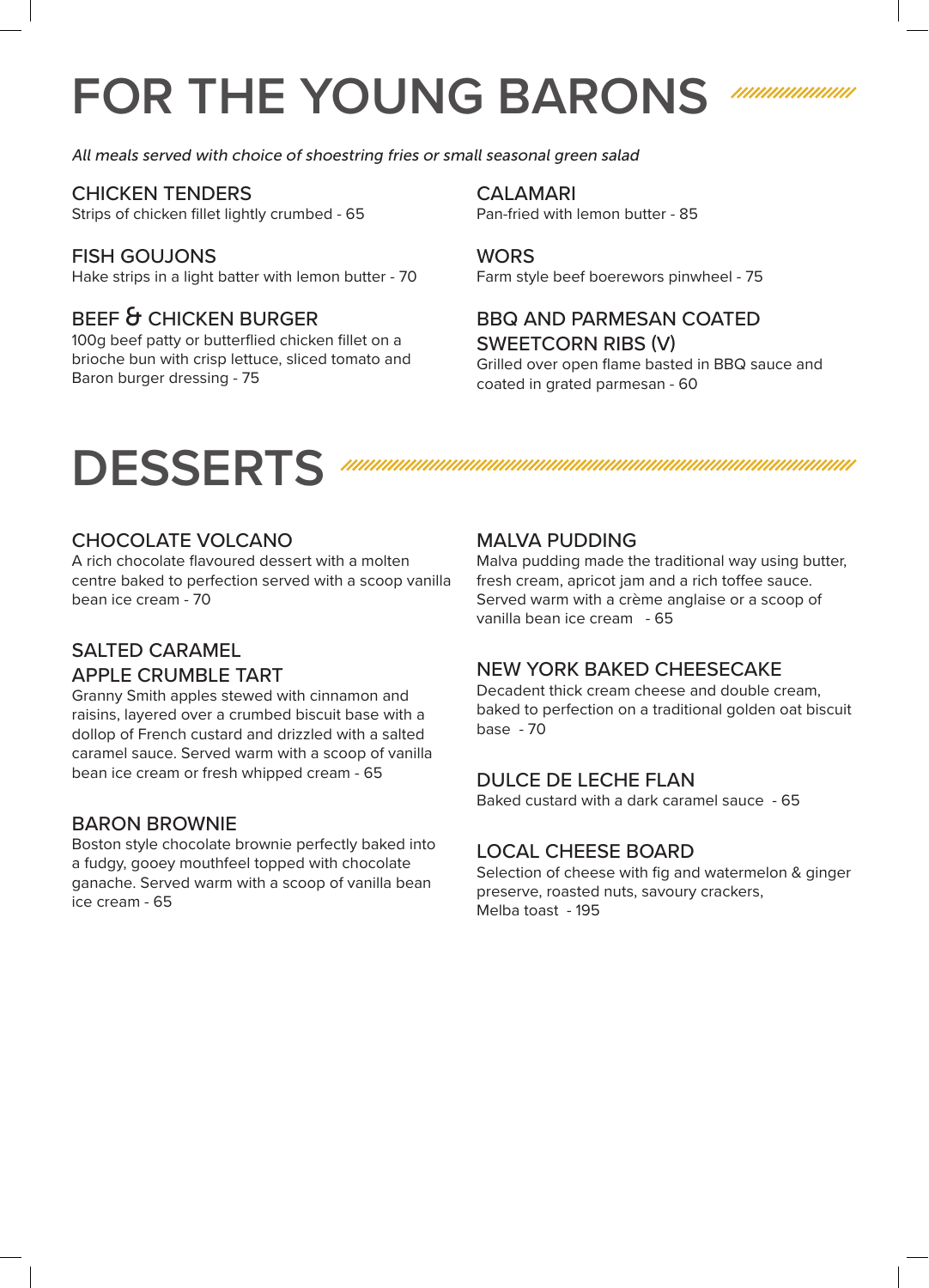# FOR THE YOUNG BARONS

*All meals served with choice of shoestring fries or small seasonal green salad*

### CHICKEN TENDERS
Strips of chicken fillet lightly crumbed - 65

### FISH GOUJONS
Hake strips in a light batter with lemon butter - 70

### BEEF & CHICKEN BURGER
100g beef patty or butterflied chicken fillet on a brioche bun with crisp lettuce, sliced tomato and Baron burger dressing - 75

### CALAMARI
Pan-fried with lemon butter - 85

### WORS
Farm style beef boerewors pinwheel - 75

### BBQ AND PARMESAN COATED SWEETCORN RIBS (V)
Grilled over open flame basted in BBQ sauce and coated in grated parmesan - 60

# DESSERTS

### CHOCOLATE VOLCANO
A rich chocolate flavoured dessert with a molten centre baked to perfection served with a scoop vanilla bean ice cream - 70

### SALTED CARAMEL APPLE CRUMBLE TART
Granny Smith apples stewed with cinnamon and raisins, layered over a crumbed biscuit base with a dollop of French custard and drizzled with a salted caramel sauce. Served warm with a scoop of vanilla bean ice cream or fresh whipped cream - 65

### BARON BROWNIE
Boston style chocolate brownie perfectly baked into a fudgy, gooey mouthfeel topped with chocolate ganache. Served warm with a scoop of vanilla bean ice cream - 65

### MALVA PUDDING
Malva pudding made the traditional way using butter, fresh cream, apricot jam and a rich toffee sauce. Served warm with a crème anglaise or a scoop of vanilla bean ice cream - 65

### NEW YORK BAKED CHEESECAKE
Decadent thick cream cheese and double cream, baked to perfection on a traditional golden oat biscuit base - 70

### DULCE DE LECHE FLAN
Baked custard with a dark caramel sauce - 65

### LOCAL CHEESE BOARD
Selection of cheese with fig and watermelon & ginger preserve, roasted nuts, savoury crackers, Melba toast - 195